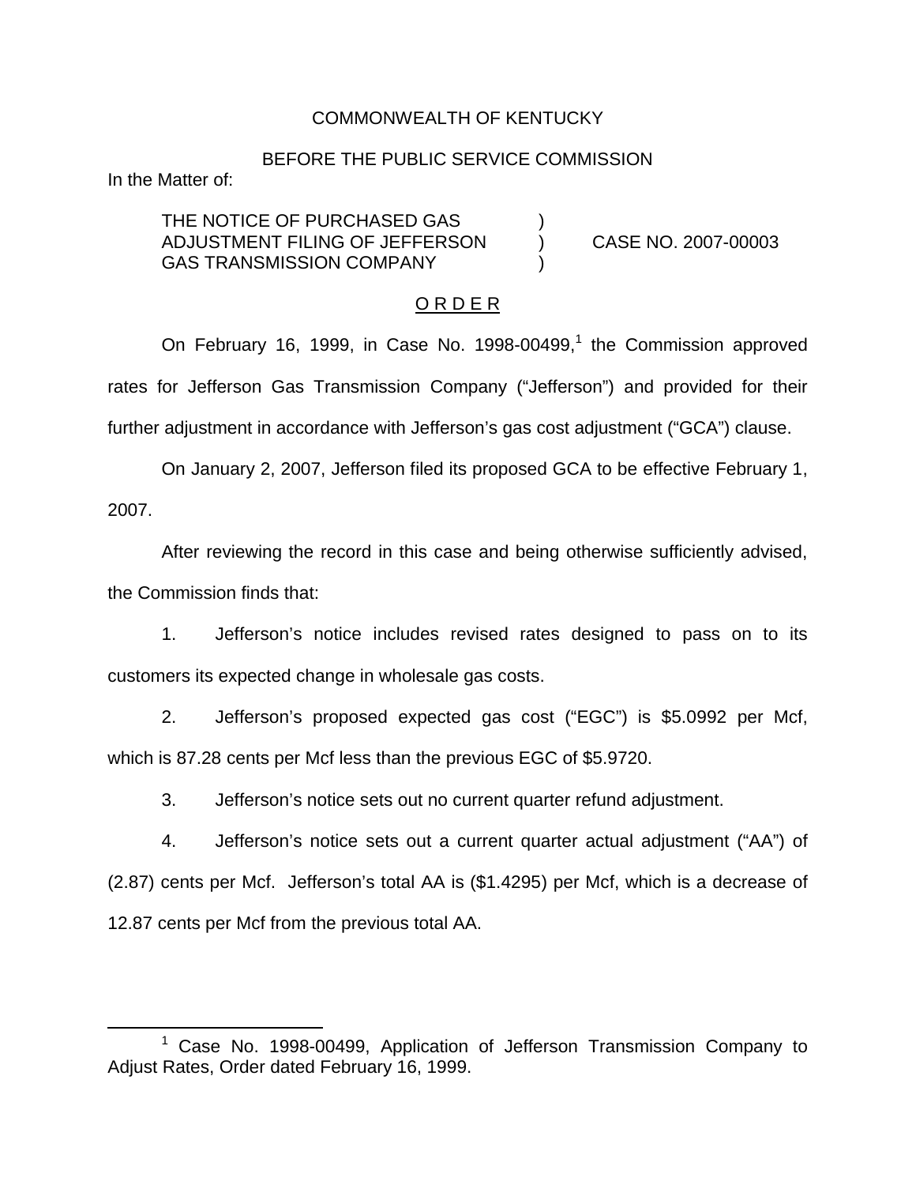COMMONWEALTH OF KENTUCKY

BEFORE THE PUBLIC SERVICE COMMISSION

In the Matter of:

THE NOTICE OF PURCHASED GAS ADJUSTMENT FILING OF JEFFERSON GAS TRANSMISSION COMPANY ) CASE NO. 2007-00003

O R D E R

On February 16, 1999, in Case No. 1998-00499,[1] the Commission approved rates for Jefferson Gas Transmission Company ("Jefferson") and provided for their further adjustment in accordance with Jefferson's gas cost adjustment ("GCA") clause.

On January 2, 2007, Jefferson filed its proposed GCA to be effective February 1, 2007.

After reviewing the record in this case and being otherwise sufficiently advised, the Commission finds that:

1. Jefferson's notice includes revised rates designed to pass on to its customers its expected change in wholesale gas costs.

2. Jefferson's proposed expected gas cost ("EGC") is $5.0992 per Mcf, which is 87.28 cents per Mcf less than the previous EGC of $5.9720.

3. Jefferson's notice sets out no current quarter refund adjustment.

4. Jefferson's notice sets out a current quarter actual adjustment ("AA") of (2.87) cents per Mcf. Jefferson's total AA is ($1.4295) per Mcf, which is a decrease of 12.87 cents per Mcf from the previous total AA.

[1] Case No. 1998-00499, Application of Jefferson Transmission Company to Adjust Rates, Order dated February 16, 1999.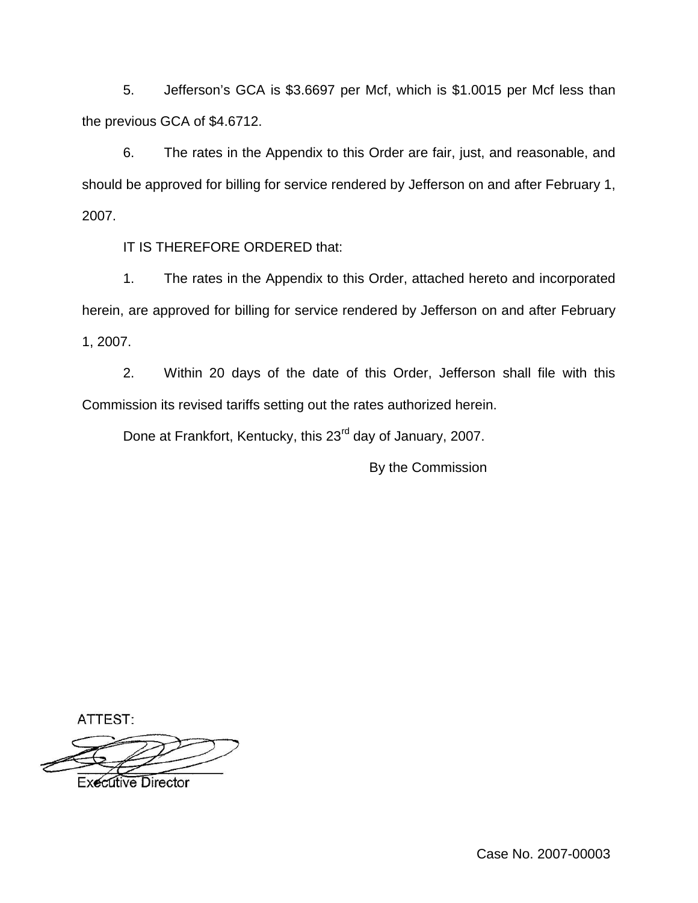5. Jefferson's GCA is $3.6697 per Mcf, which is $1.0015 per Mcf less than the previous GCA of $4.6712.

6. The rates in the Appendix to this Order are fair, just, and reasonable, and should be approved for billing for service rendered by Jefferson on and after February 1, 2007.

IT IS THEREFORE ORDERED that:

1. The rates in the Appendix to this Order, attached hereto and incorporated herein, are approved for billing for service rendered by Jefferson on and after February 1, 2007.

2. Within 20 days of the date of this Order, Jefferson shall file with this Commission its revised tariffs setting out the rates authorized herein.

Done at Frankfort, Kentucky, this 23rd day of January, 2007.

By the Commission

ATTEST:

Executive Director

Case No. 2007-00003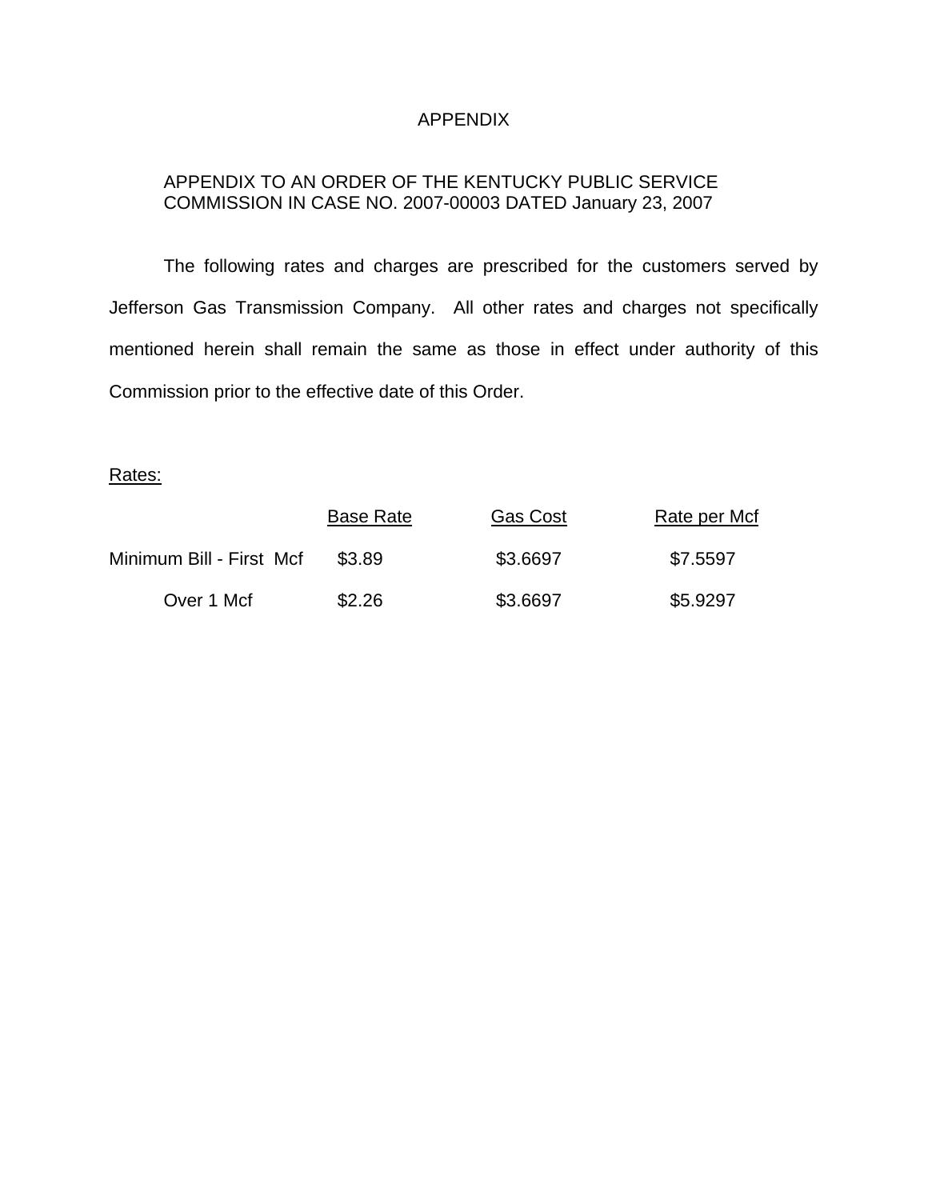# APPENDIX

APPENDIX TO AN ORDER OF THE KENTUCKY PUBLIC SERVICE COMMISSION IN CASE NO. 2007-00003 DATED January 23, 2007

The following rates and charges are prescribed for the customers served by Jefferson Gas Transmission Company. All other rates and charges not specifically mentioned herein shall remain the same as those in effect under authority of this Commission prior to the effective date of this Order.

Rates:

| | Base Rate | Gas Cost | Rate per Mcf |
|---|---|---|---|
| Minimum Bill - First Mcf | $3.89 | $3.6697 | $7.5597 |
| Over 1 Mcf | $2.26 | $3.6697 | $5.9297 |